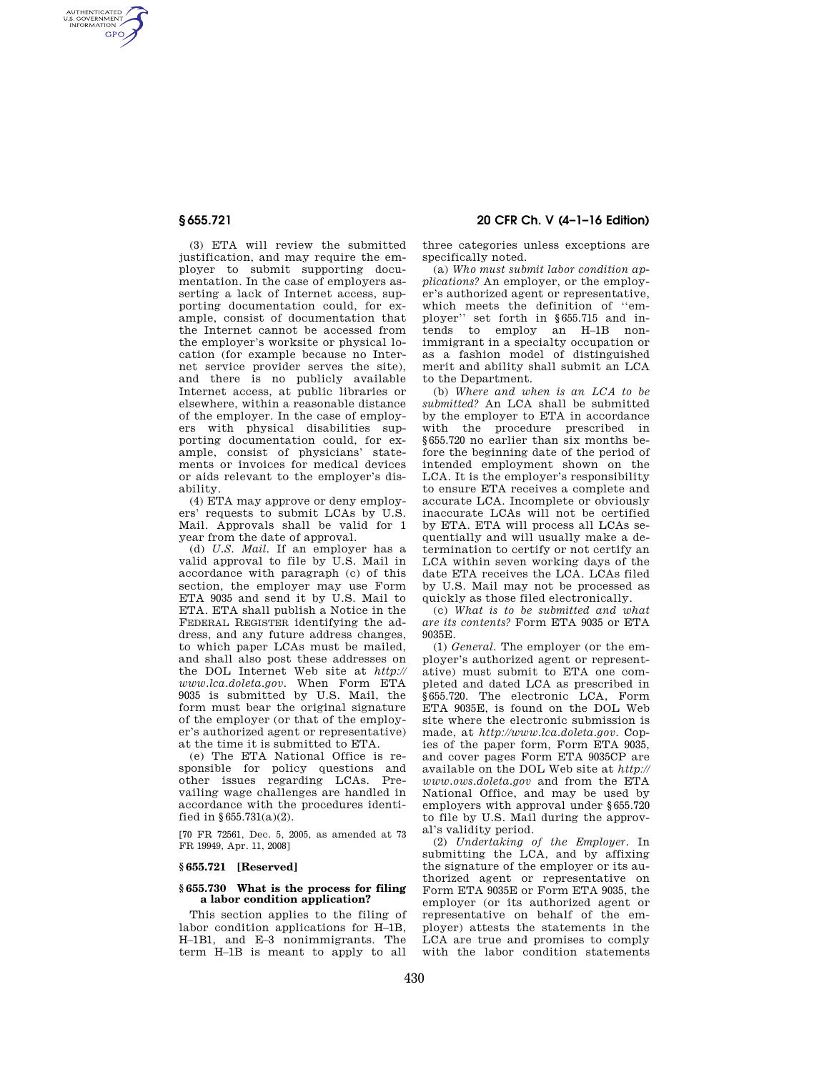(3) ETA will review the submitted justification, and may require the employer to submit supporting documentation. In the case of employers asserting a lack of Internet access, supporting documentation could, for example, consist of documentation that the Internet cannot be accessed from the employer's worksite or physical location (for example because no Internet service provider serves the site), and there is no publicly available Internet access, at public libraries or elsewhere, within a reasonable distance of the employer. In the case of employers with physical disabilities supporting documentation could, for example, consist of physicians' statements or invoices for medical devices or aids relevant to the employer's disability.

(4) ETA may approve or deny employers' requests to submit LCAs by U.S. Mail. Approvals shall be valid for 1 year from the date of approval.

(d) *U.S. Mail.* If an employer has a valid approval to file by U.S. Mail in accordance with paragraph (c) of this section, the employer may use Form ETA 9035 and send it by U.S. Mail to ETA. ETA shall publish a Notice in the FEDERAL REGISTER identifying the address, and any future address changes, to which paper LCAs must be mailed, and shall also post these addresses on the DOL Internet Web site at *http://www.lca.doleta.gov*. When Form ETA 9035 is submitted by U.S. Mail, the form must bear the original signature of the employer (or that of the employer's authorized agent or representative) at the time it is submitted to ETA.

(e) The ETA National Office is responsible for policy questions and other issues regarding LCAs. Prevailing wage challenges are handled in accordance with the procedures identified in §655.731(a)(2).

[70 FR 72561, Dec. 5, 2005, as amended at 73 FR 19949, Apr. 11, 2008]

### § 655.721 [Reserved]

### § 655.730 What is the process for filing a labor condition application?

This section applies to the filing of labor condition applications for H–1B, H–1B1, and E–3 nonimmigrants. The term H–1B is meant to apply to all three categories unless exceptions are specifically noted.

(a) *Who must submit labor condition applications?* An employer, or the employer's authorized agent or representative, which meets the definition of "employer" set forth in §655.715 and intends to employ an H–1B nonimmigrant in a specialty occupation or as a fashion model of distinguished merit and ability shall submit an LCA to the Department.

(b) *Where and when is an LCA to be submitted?* An LCA shall be submitted by the employer to ETA in accordance with the procedure prescribed in §655.720 no earlier than six months before the beginning date of the period of intended employment shown on the LCA. It is the employer's responsibility to ensure ETA receives a complete and accurate LCA. Incomplete or obviously inaccurate LCAs will not be certified by ETA. ETA will process all LCAs sequentially and will usually make a determination to certify or not certify an LCA within seven working days of the date ETA receives the LCA. LCAs filed by U.S. Mail may not be processed as quickly as those filed electronically.

(c) *What is to be submitted and what are its contents?* Form ETA 9035 or ETA 9035E.

(1) *General.* The employer (or the employer's authorized agent or representative) must submit to ETA one completed and dated LCA as prescribed in §655.720. The electronic LCA, Form ETA 9035E, is found on the DOL Web site where the electronic submission is made, at *http://www.lca.doleta.gov*. Copies of the paper form, Form ETA 9035, and cover pages Form ETA 9035CP are available on the DOL Web site at *http://www.ows.doleta.gov* and from the ETA National Office, and may be used by employers with approval under §655.720 to file by U.S. Mail during the approval's validity period.

(2) *Undertaking of the Employer.* In submitting the LCA, and by affixing the signature of the employer or its authorized agent or representative on Form ETA 9035E or Form ETA 9035, the employer (or its authorized agent or representative on behalf of the employer) attests the statements in the LCA are true and promises to comply with the labor condition statements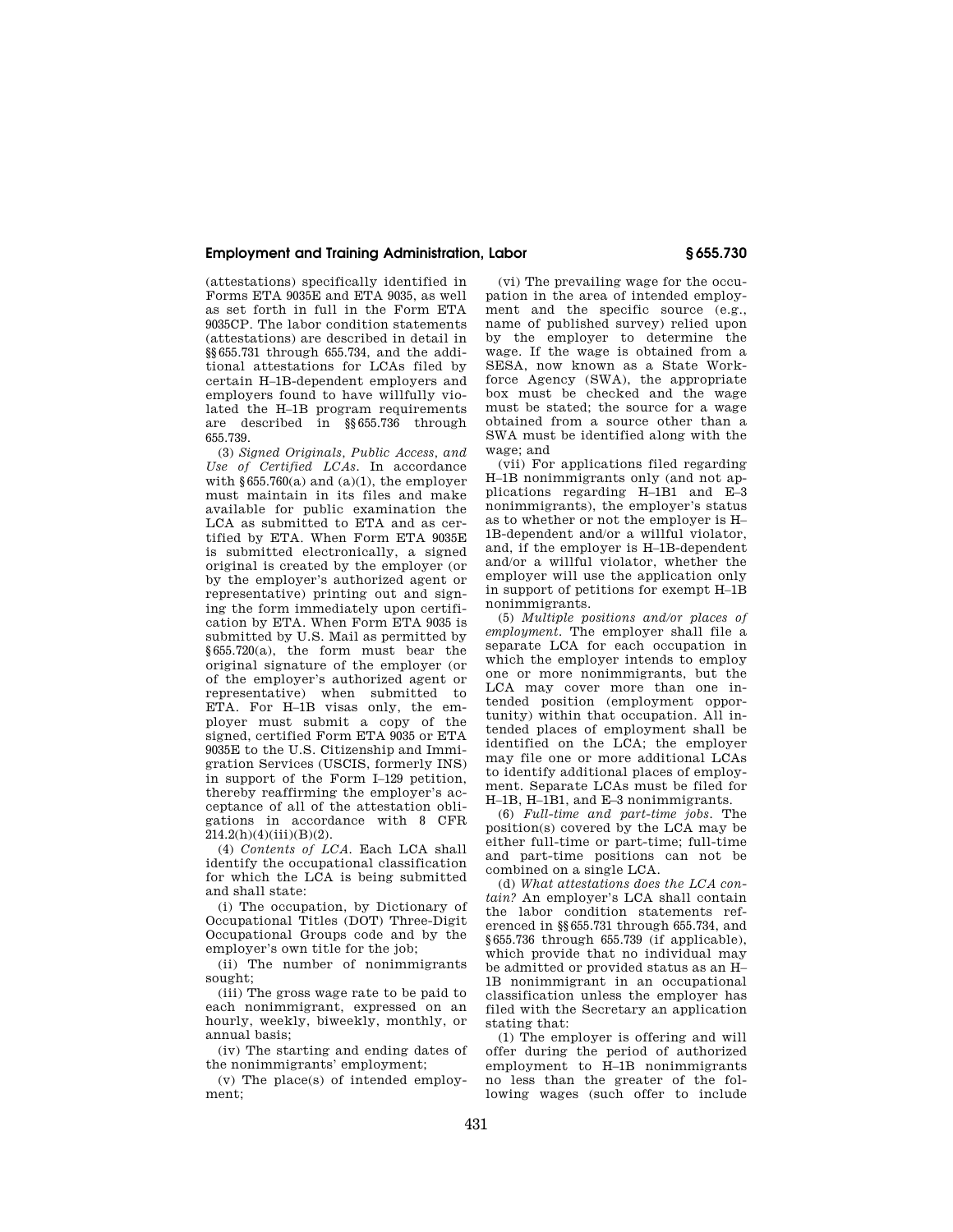(attestations) specifically identified in Forms ETA 9035E and ETA 9035, as well as set forth in full in the Form ETA 9035CP. The labor condition statements (attestations) are described in detail in §§655.731 through 655.734, and the additional attestations for LCAs filed by certain H–1B-dependent employers and employers found to have willfully violated the H–1B program requirements are described in §§655.736 through 655.739.

(3) *Signed Originals, Public Access, and Use of Certified LCAs.* In accordance with §655.760(a) and (a)(1), the employer must maintain in its files and make available for public examination the LCA as submitted to ETA and as certified by ETA. When Form ETA 9035E is submitted electronically, a signed original is created by the employer (or by the employer's authorized agent or representative) printing out and signing the form immediately upon certification by ETA. When Form ETA 9035 is submitted by U.S. Mail as permitted by §655.720(a), the form must bear the original signature of the employer (or of the employer's authorized agent or representative) when submitted to ETA. For H–1B visas only, the employer must submit a copy of the signed, certified Form ETA 9035 or ETA 9035E to the U.S. Citizenship and Immigration Services (USCIS, formerly INS) in support of the Form I–129 petition, thereby reaffirming the employer's acceptance of all of the attestation obligations in accordance with 8 CFR 214.2(h)(4)(iii)(B)(2).

(4) *Contents of LCA.* Each LCA shall identify the occupational classification for which the LCA is being submitted and shall state:

(i) The occupation, by Dictionary of Occupational Titles (DOT) Three-Digit Occupational Groups code and by the employer's own title for the job;

(ii) The number of nonimmigrants sought;

(iii) The gross wage rate to be paid to each nonimmigrant, expressed on an hourly, weekly, biweekly, monthly, or annual basis;

(iv) The starting and ending dates of the nonimmigrants' employment;

(v) The place(s) of intended employment;

(vi) The prevailing wage for the occupation in the area of intended employment and the specific source (e.g., name of published survey) relied upon by the employer to determine the wage. If the wage is obtained from a SESA, now known as a State Workforce Agency (SWA), the appropriate box must be checked and the wage must be stated; the source for a wage obtained from a source other than a SWA must be identified along with the wage; and

(vii) For applications filed regarding H–1B nonimmigrants only (and not applications regarding H–1B1 and E–3 nonimmigrants), the employer's status as to whether or not the employer is H–1B-dependent and/or a willful violator, and, if the employer is H–1B-dependent and/or a willful violator, whether the employer will use the application only in support of petitions for exempt H–1B nonimmigrants.

(5) *Multiple positions and/or places of employment.* The employer shall file a separate LCA for each occupation in which the employer intends to employ one or more nonimmigrants, but the LCA may cover more than one intended position (employment opportunity) within that occupation. All intended places of employment shall be identified on the LCA; the employer may file one or more additional LCAs to identify additional places of employment. Separate LCAs must be filed for H–1B, H–1B1, and E–3 nonimmigrants.

(6) *Full-time and part-time jobs.* The position(s) covered by the LCA may be either full-time or part-time; full-time and part-time positions can not be combined on a single LCA.

(d) *What attestations does the LCA contain?* An employer's LCA shall contain the labor condition statements referenced in §§655.731 through 655.734, and §655.736 through 655.739 (if applicable), which provide that no individual may be admitted or provided status as an H–1B nonimmigrant in an occupational classification unless the employer has filed with the Secretary an application stating that:

(1) The employer is offering and will offer during the period of authorized employment to H–1B nonimmigrants no less than the greater of the following wages (such offer to include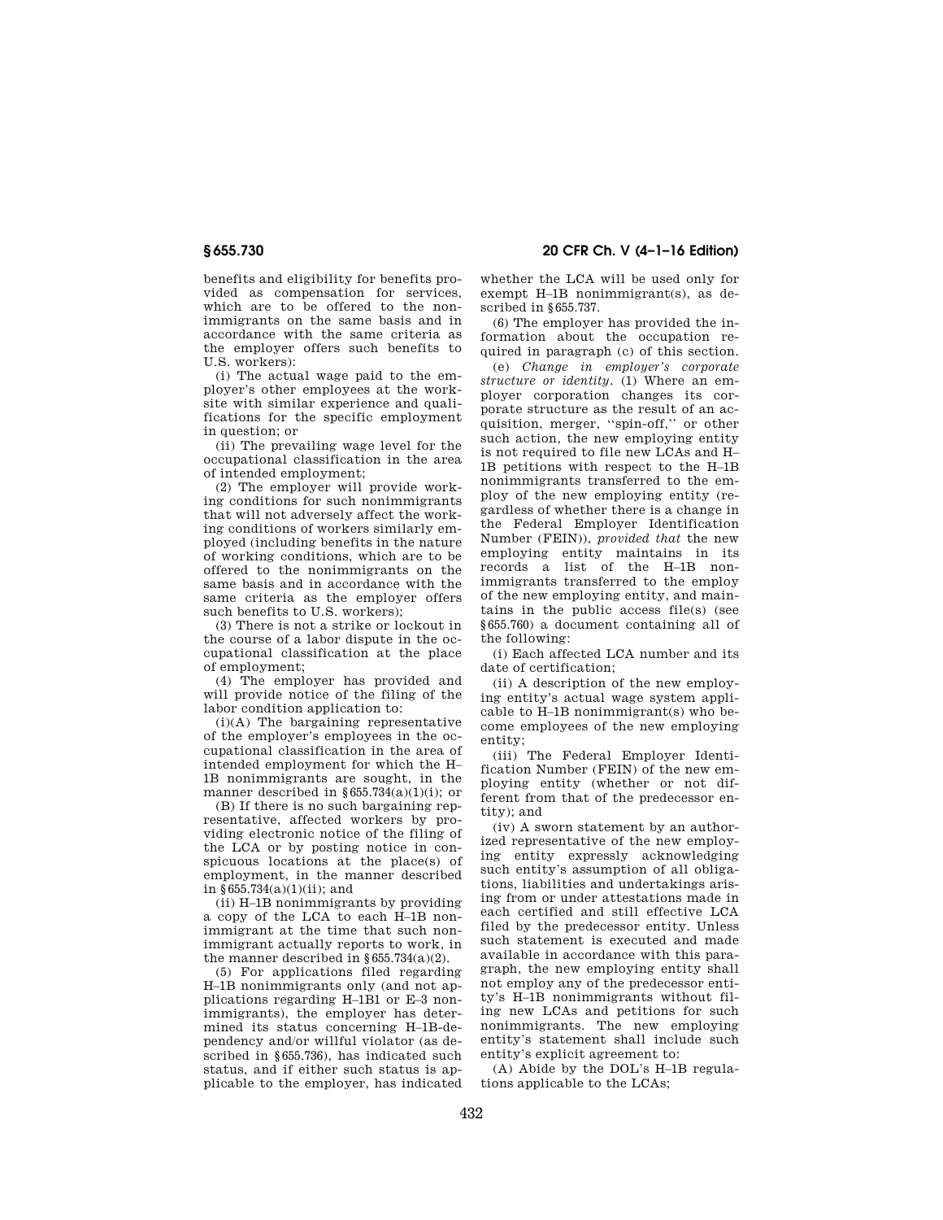benefits and eligibility for benefits provided as compensation for services, which are to be offered to the nonimmigrants on the same basis and in accordance with the same criteria as the employer offers such benefits to U.S. workers):

(i) The actual wage paid to the employer's other employees at the worksite with similar experience and qualifications for the specific employment in question; or

(ii) The prevailing wage level for the occupational classification in the area of intended employment;

(2) The employer will provide working conditions for such nonimmigrants that will not adversely affect the working conditions of workers similarly employed (including benefits in the nature of working conditions, which are to be offered to the nonimmigrants on the same basis and in accordance with the same criteria as the employer offers such benefits to U.S. workers);

(3) There is not a strike or lockout in the course of a labor dispute in the occupational classification at the place of employment;

(4) The employer has provided and will provide notice of the filing of the labor condition application to:

(i)(A) The bargaining representative of the employer's employees in the occupational classification in the area of intended employment for which the H–1B nonimmigrants are sought, in the manner described in §655.734(a)(1)(i); or

(B) If there is no such bargaining representative, affected workers by providing electronic notice of the filing of the LCA or by posting notice in conspicuous locations at the place(s) of employment, in the manner described in §655.734(a)(1)(ii); and

(ii) H–1B nonimmigrants by providing a copy of the LCA to each H–1B nonimmigrant at the time that such nonimmigrant actually reports to work, in the manner described in §655.734(a)(2).

(5) For applications filed regarding H–1B nonimmigrants only (and not applications regarding H–1B1 or E–3 nonimmigrants), the employer has determined its status concerning H–1B-dependency and/or willful violator (as described in §655.736), has indicated such status, and if either such status is applicable to the employer, has indicated whether the LCA will be used only for exempt H–1B nonimmigrant(s), as described in §655.737.

(6) The employer has provided the information about the occupation required in paragraph (c) of this section.

(e) *Change in employer's corporate structure or identity.* (1) Where an employer corporation changes its corporate structure as the result of an acquisition, merger, "spin-off," or other such action, the new employing entity is not required to file new LCAs and H–1B petitions with respect to the H–1B nonimmigrants transferred to the employ of the new employing entity (regardless of whether there is a change in the Federal Employer Identification Number (FEIN)), *provided that* the new employing entity maintains in its records a list of the H–1B nonimmigrants transferred to the employ of the new employing entity, and maintains in the public access file(s) (see §655.760) a document containing all of the following:

(i) Each affected LCA number and its date of certification;

(ii) A description of the new employing entity's actual wage system applicable to H–1B nonimmigrant(s) who become employees of the new employing entity;

(iii) The Federal Employer Identification Number (FEIN) of the new employing entity (whether or not different from that of the predecessor entity); and

(iv) A sworn statement by an authorized representative of the new employing entity expressly acknowledging such entity's assumption of all obligations, liabilities and undertakings arising from or under attestations made in each certified and still effective LCA filed by the predecessor entity. Unless such statement is executed and made available in accordance with this paragraph, the new employing entity shall not employ any of the predecessor entity's H–1B nonimmigrants without filing new LCAs and petitions for such nonimmigrants. The new employing entity's statement shall include such entity's explicit agreement to:

(A) Abide by the DOL's H–1B regulations applicable to the LCAs;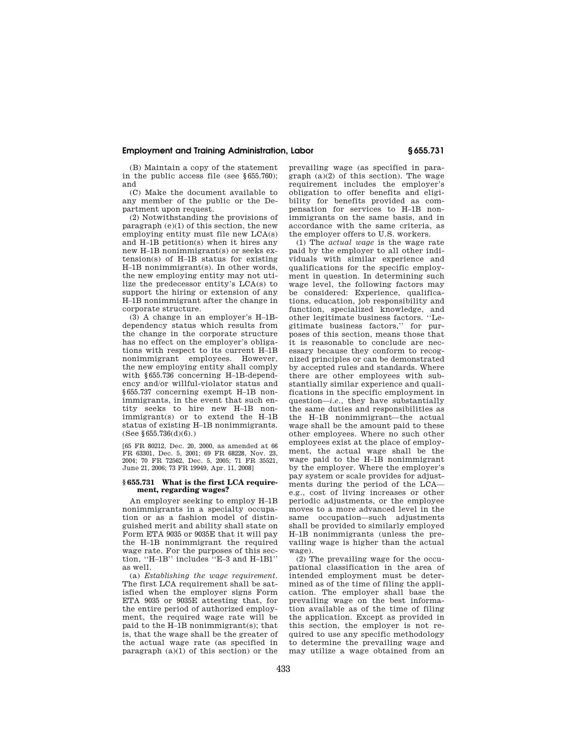(B) Maintain a copy of the statement in the public access file (see §655.760); and

(C) Make the document available to any member of the public or the Department upon request.

(2) Notwithstanding the provisions of paragraph (e)(1) of this section, the new employing entity must file new LCA(s) and H–1B petition(s) when it hires any new H–1B nonimmigrant(s) or seeks extension(s) of H–1B status for existing H–1B nonimmigrant(s). In other words, the new employing entity may not utilize the predecessor entity's LCA(s) to support the hiring or extension of any H–1B nonimmigrant after the change in corporate structure.

(3) A change in an employer's H–1B-dependency status which results from the change in the corporate structure has no effect on the employer's obligations with respect to its current H–1B nonimmigrant employees. However, the new employing entity shall comply with §655.736 concerning H–1B-dependency and/or willful-violator status and §655.737 concerning exempt H–1B nonimmigrants, in the event that such entity seeks to hire new H–1B nonimmigrant(s) or to extend the H–1B status of existing H–1B nonimmigrants. (See §655.736(d)(6).)

[65 FR 80212, Dec. 20, 2000, as amended at 66 FR 63301, Dec. 5, 2001; 69 FR 68228, Nov. 23, 2004; 70 FR 72562, Dec. 5, 2005; 71 FR 35521, June 21, 2006; 73 FR 19949, Apr. 11, 2008]

### §655.731 What is the first LCA requirement, regarding wages?

An employer seeking to employ H–1B nonimmigrants in a specialty occupation or as a fashion model of distinguished merit and ability shall state on Form ETA 9035 or 9035E that it will pay the H–1B nonimmigrant the required wage rate. For the purposes of this section, ''H–1B'' includes ''E–3 and H–1B1'' as well.

(a) *Establishing the wage requirement.* The first LCA requirement shall be satisfied when the employer signs Form ETA 9035 or 9035E attesting that, for the entire period of authorized employment, the required wage rate will be paid to the H–1B nonimmigrant(s); that is, that the wage shall be the greater of the actual wage rate (as specified in paragraph (a)(1) of this section) or the prevailing wage (as specified in paragraph (a)(2) of this section). The wage requirement includes the employer's obligation to offer benefits and eligibility for benefits provided as compensation for services to H–1B nonimmigrants on the same basis, and in accordance with the same criteria, as the employer offers to U.S. workers.

(1) The *actual wage* is the wage rate paid by the employer to all other individuals with similar experience and qualifications for the specific employment in question. In determining such wage level, the following factors may be considered: Experience, qualifications, education, job responsibility and function, specialized knowledge, and other legitimate business factors. ''Legitimate business factors,'' for purposes of this section, means those that it is reasonable to conclude are necessary because they conform to recognized principles or can be demonstrated by accepted rules and standards. Where there are other employees with substantially similar experience and qualifications in the specific employment in question—*i.e.*, they have substantially the same duties and responsibilities as the H–1B nonimmigrant—the actual wage shall be the amount paid to these other employees. Where no such other employees exist at the place of employment, the actual wage shall be the wage paid to the H–1B nonimmigrant by the employer. Where the employer's pay system or scale provides for adjustments during the period of the LCA—e.g., cost of living increases or other periodic adjustments, or the employee moves to a more advanced level in the same occupation—such adjustments shall be provided to similarly employed H–1B nonimmigrants (unless the prevailing wage is higher than the actual wage).

(2) The prevailing wage for the occupational classification in the area of intended employment must be determined as of the time of filing the application. The employer shall base the prevailing wage on the best information available as of the time of filing the application. Except as provided in this section, the employer is not required to use any specific methodology to determine the prevailing wage and may utilize a wage obtained from an